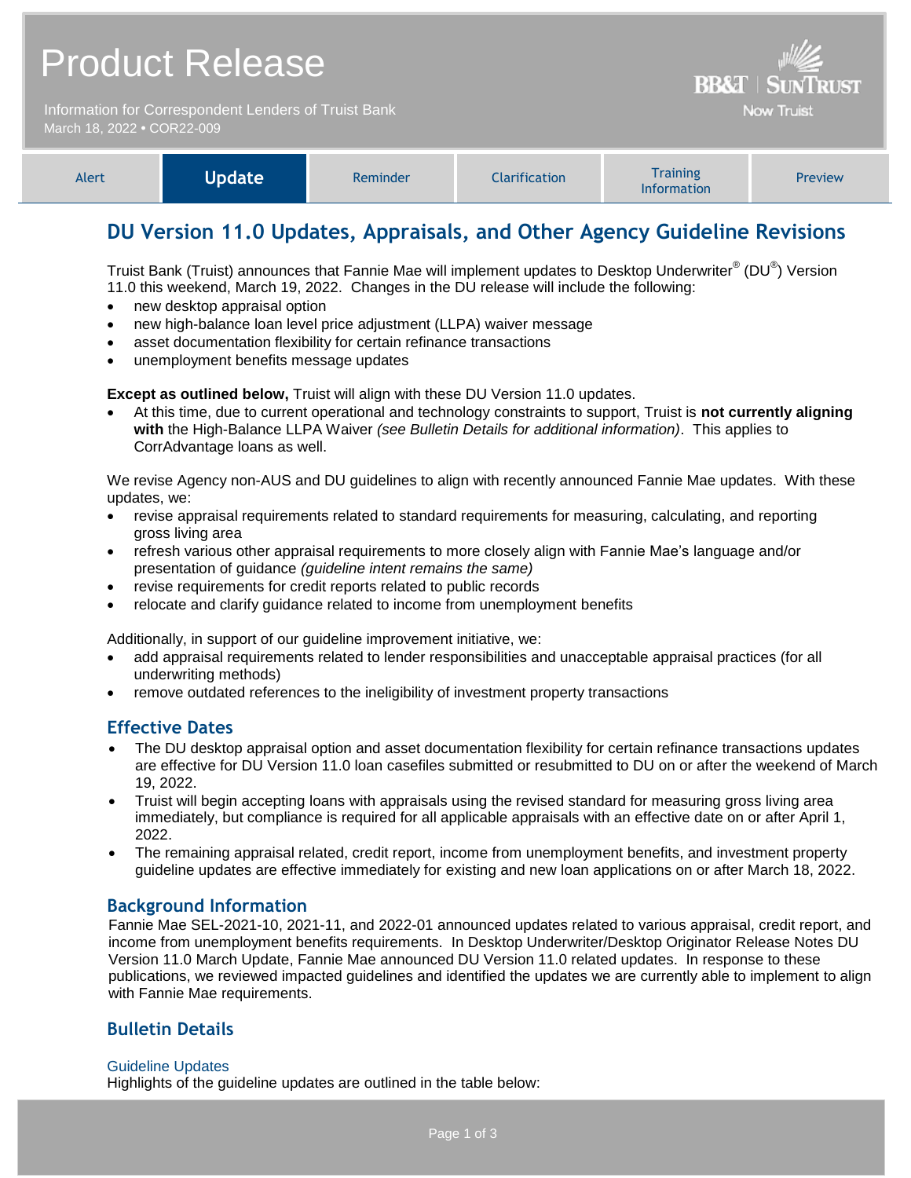# Product Release

Information for Correspondent Lenders of Truist Bank
March 18, 2022 • COR22-009

| Alert | **Update** | Reminder | Clarification | Training Information | Preview |
|---|---|---|---|---|---|

## DU Version 11.0 Updates, Appraisals, and Other Agency Guideline Revisions

Truist Bank (Truist) announces that Fannie Mae will implement updates to Desktop Underwriter® (DU®) Version 11.0 this weekend, March 19, 2022. Changes in the DU release will include the following:

- new desktop appraisal option
- new high-balance loan level price adjustment (LLPA) waiver message
- asset documentation flexibility for certain refinance transactions
- unemployment benefits message updates

**Except as outlined below,** Truist will align with these DU Version 11.0 updates.

- At this time, due to current operational and technology constraints to support, Truist is **not currently aligning with** the High-Balance LLPA Waiver *(see Bulletin Details for additional information)*. This applies to CorrAdvantage loans as well.

We revise Agency non-AUS and DU guidelines to align with recently announced Fannie Mae updates. With these updates, we:

- revise appraisal requirements related to standard requirements for measuring, calculating, and reporting gross living area
- refresh various other appraisal requirements to more closely align with Fannie Mae's language and/or presentation of guidance *(guideline intent remains the same)*
- revise requirements for credit reports related to public records
- relocate and clarify guidance related to income from unemployment benefits

Additionally, in support of our guideline improvement initiative, we:

- add appraisal requirements related to lender responsibilities and unacceptable appraisal practices (for all underwriting methods)
- remove outdated references to the ineligibility of investment property transactions

### Effective Dates

- The DU desktop appraisal option and asset documentation flexibility for certain refinance transactions updates are effective for DU Version 11.0 loan casefiles submitted or resubmitted to DU on or after the weekend of March 19, 2022.
- Truist will begin accepting loans with appraisals using the revised standard for measuring gross living area immediately, but compliance is required for all applicable appraisals with an effective date on or after April 1, 2022.
- The remaining appraisal related, credit report, income from unemployment benefits, and investment property guideline updates are effective immediately for existing and new loan applications on or after March 18, 2022.

### Background Information

Fannie Mae SEL-2021-10, 2021-11, and 2022-01 announced updates related to various appraisal, credit report, and income from unemployment benefits requirements. In Desktop Underwriter/Desktop Originator Release Notes DU Version 11.0 March Update, Fannie Mae announced DU Version 11.0 related updates. In response to these publications, we reviewed impacted guidelines and identified the updates we are currently able to implement to align with Fannie Mae requirements.

### Bulletin Details

#### Guideline Updates

Highlights of the guideline updates are outlined in the table below: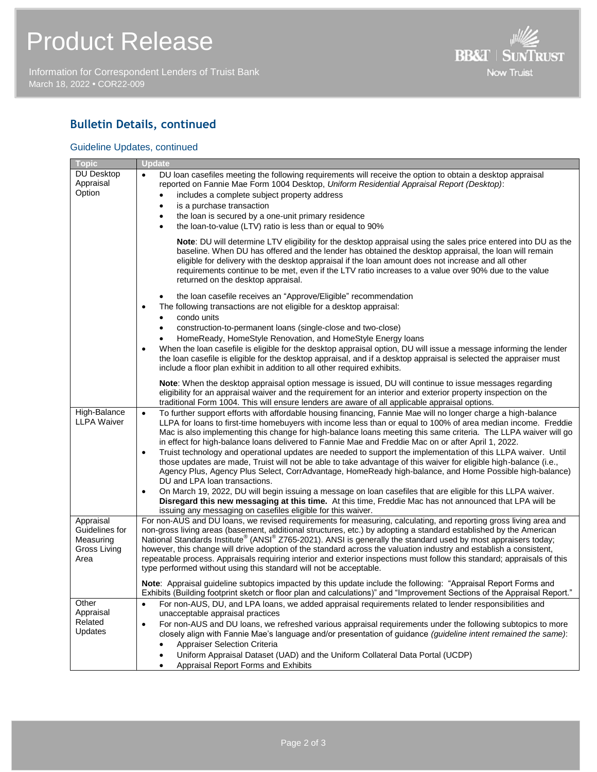## Bulletin Details, continued

### Guideline Updates, continued

| Topic | Update |
|---|---|
| DU Desktop Appraisal Option | • DU loan casefiles meeting the following requirements will receive the option to obtain a desktop appraisal reported on Fannie Mae Form 1004 Desktop, *Uniform Residential Appraisal Report (Desktop)*:<br>  ◦ includes a complete subject property address<br>  ◦ is a purchase transaction<br>  ◦ the loan is secured by a one-unit primary residence<br>  ◦ the loan-to-value (LTV) ratio is less than or equal to 90%<br><br>**Note**: DU will determine LTV eligibility for the desktop appraisal using the sales price entered into DU as the baseline. When DU has offered and the lender has obtained the desktop appraisal, the loan will remain eligible for delivery with the desktop appraisal if the loan amount does not increase and all other requirements continue to be met, even if the LTV ratio increases to a value over 90% due to the value returned on the desktop appraisal.<br><br>  ◦ the loan casefile receives an "Approve/Eligible" recommendation<br>• The following transactions are not eligible for a desktop appraisal:<br>  ◦ condo units<br>  ◦ construction-to-permanent loans (single-close and two-close)<br>  ◦ HomeReady, HomeStyle Renovation, and HomeStyle Energy loans<br>• When the loan casefile is eligible for the desktop appraisal option, DU will issue a message informing the lender the loan casefile is eligible for the desktop appraisal, and if a desktop appraisal is selected the appraiser must include a floor plan exhibit in addition to all other required exhibits.<br><br>**Note**: When the desktop appraisal option message is issued, DU will continue to issue messages regarding eligibility for an appraisal waiver and the requirement for an interior and exterior property inspection on the traditional Form 1004. This will ensure lenders are aware of all applicable appraisal options. |
| High-Balance LLPA Waiver | • To further support efforts with affordable housing financing, Fannie Mae will no longer charge a high-balance LLPA for loans to first-time homebuyers with income less than or equal to 100% of area median income. Freddie Mac is also implementing this change for high-balance loans meeting this same criteria. The LLPA waiver will go in effect for high-balance loans delivered to Fannie Mae and Freddie Mac on or after April 1, 2022.<br>• Truist technology and operational updates are needed to support the implementation of this LLPA waiver. Until those updates are made, Truist will not be able to take advantage of this waiver for eligible high-balance (i.e., Agency Plus, Agency Plus Select, CorrAdvantage, HomeReady high-balance, and Home Possible high-balance) DU and LPA loan transactions.<br>• On March 19, 2022, DU will begin issuing a message on loan casefiles that are eligible for this LLPA waiver. **Disregard this new messaging at this time.** At this time, Freddie Mac has not announced that LPA will be issuing any messaging on casefiles eligible for this waiver. |
| Appraisal Guidelines for Measuring Gross Living Area | For non-AUS and DU loans, we revised requirements for measuring, calculating, and reporting gross living area and non-gross living areas (basement, additional structures, etc.) by adopting a standard established by the American National Standards Institute® (ANSI® Z765-2021). ANSI is generally the standard used by most appraisers today; however, this change will drive adoption of the standard across the valuation industry and establish a consistent, repeatable process. Appraisals requiring interior and exterior inspections must follow this standard; appraisals of this type performed without using this standard will not be acceptable.<br><br>**Note**: Appraisal guideline subtopics impacted by this update include the following: "Appraisal Report Forms and Exhibits (Building footprint sketch or floor plan and calculations)" and "Improvement Sections of the Appraisal Report." |
| Other Appraisal Related Updates | • For non-AUS, DU, and LPA loans, we added appraisal requirements related to lender responsibilities and unacceptable appraisal practices<br>• For non-AUS and DU loans, we refreshed various appraisal requirements under the following subtopics to more closely align with Fannie Mae's language and/or presentation of guidance *(guideline intent remained the same)*:<br>  ◦ Appraiser Selection Criteria<br>  ◦ Uniform Appraisal Dataset (UAD) and the Uniform Collateral Data Portal (UCDP)<br>  ◦ Appraisal Report Forms and Exhibits |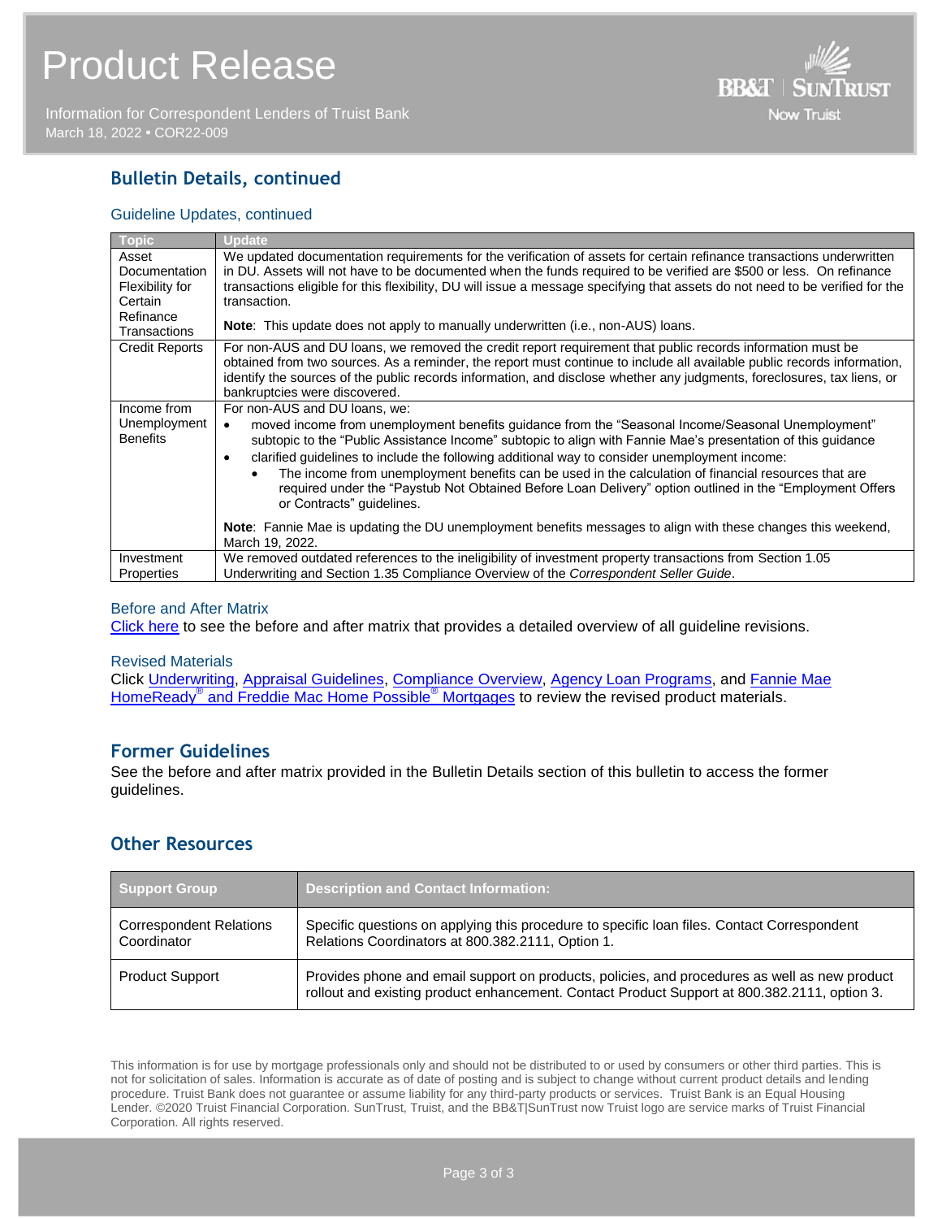## Bulletin Details, continued

### Guideline Updates, continued

| Topic | Update |
|---|---|
| Asset Documentation Flexibility for Certain Refinance Transactions | We updated documentation requirements for the verification of assets for certain refinance transactions underwritten in DU. Assets will not have to be documented when the funds required to be verified are $500 or less. On refinance transactions eligible for this flexibility, DU will issue a message specifying that assets do not need to be verified for the transaction.<br><br>**Note**: This update does not apply to manually underwritten (i.e., non-AUS) loans. |
| Credit Reports | For non-AUS and DU loans, we removed the credit report requirement that public records information must be obtained from two sources. As a reminder, the report must continue to include all available public records information, identify the sources of the public records information, and disclose whether any judgments, foreclosures, tax liens, or bankruptcies were discovered. |
| Income from Unemployment Benefits | For non-AUS and DU loans, we:<br>• moved income from unemployment benefits guidance from the "Seasonal Income/Seasonal Unemployment" subtopic to the "Public Assistance Income" subtopic to align with Fannie Mae's presentation of this guidance<br>• clarified guidelines to include the following additional way to consider unemployment income:<br>  ◦ The income from unemployment benefits can be used in the calculation of financial resources that are required under the "Paystub Not Obtained Before Loan Delivery" option outlined in the "Employment Offers or Contracts" guidelines.<br><br>**Note**: Fannie Mae is updating the DU unemployment benefits messages to align with these changes this weekend, March 19, 2022. |
| Investment Properties | We removed outdated references to the ineligibility of investment property transactions from Section 1.05 Underwriting and Section 1.35 Compliance Overview of the *Correspondent Seller Guide*. |

### Before and After Matrix

Click here to see the before and after matrix that provides a detailed overview of all guideline revisions.

### Revised Materials

Click Underwriting, Appraisal Guidelines, Compliance Overview, Agency Loan Programs, and Fannie Mae HomeReady® and Freddie Mac Home Possible® Mortgages to review the revised product materials.

## Former Guidelines

See the before and after matrix provided in the Bulletin Details section of this bulletin to access the former guidelines.

## Other Resources

| Support Group | Description and Contact Information: |
|---|---|
| Correspondent Relations Coordinator | Specific questions on applying this procedure to specific loan files. Contact Correspondent Relations Coordinators at 800.382.2111, Option 1. |
| Product Support | Provides phone and email support on products, policies, and procedures as well as new product rollout and existing product enhancement. Contact Product Support at 800.382.2111, option 3. |

This information is for use by mortgage professionals only and should not be distributed to or used by consumers or other third parties. This is not for solicitation of sales. Information is accurate as of date of posting and is subject to change without current product details and lending procedure. Truist Bank does not guarantee or assume liability for any third-party products or services. Truist Bank is an Equal Housing Lender. ©2020 Truist Financial Corporation. SunTrust, Truist, and the BB&T|SunTrust now Truist logo are service marks of Truist Financial Corporation. All rights reserved.